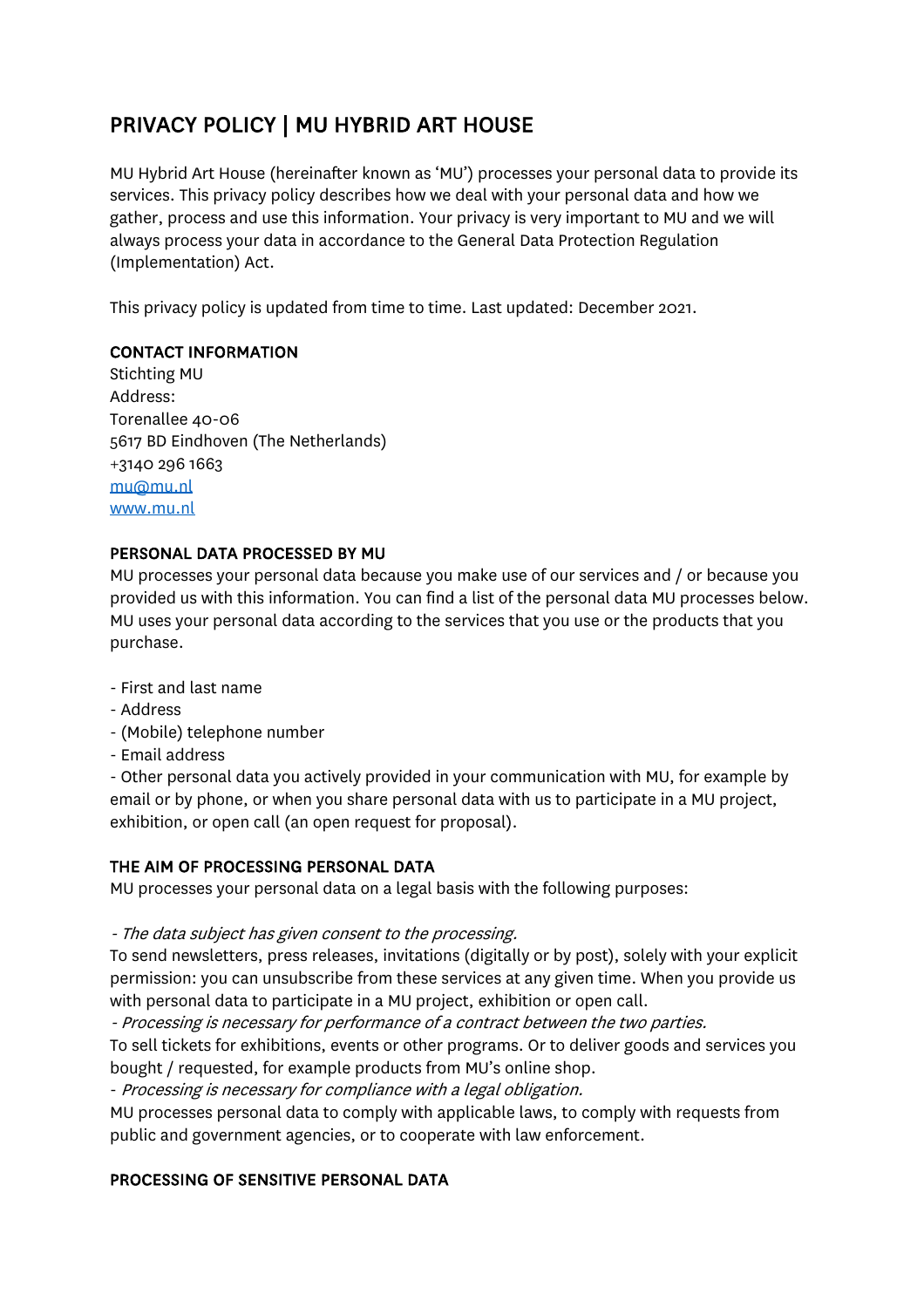# PRIVACY POLICY | MU HYBRID ART HOUSE

MU Hybrid Art House (hereinafter known as 'MU') processes your personal data to provide its services. This privacy policy describes how we deal with your personal data and how we gather, process and use this information. Your privacy is very important to MU and we will always process your data in accordance to the General Data Protection Regulation (Implementation) Act.

This privacy policy is updated from time to time. Last updated: December 2021.

## CONTACT INFORMATION

Stichting MU
Address:
Torenallee 40-06
5617 BD Eindhoven (The Netherlands)
+3140 296 1663
[mu@mu.nl](mailto:mu@mu.nl)
[www.mu.nl](http://www.mu.nl)

## PERSONAL DATA PROCESSED BY MU

MU processes your personal data because you make use of our services and / or because you provided us with this information. You can find a list of the personal data MU processes below. MU uses your personal data according to the services that you use or the products that you purchase.

- First and last name
- Address
- (Mobile) telephone number
- Email address
- Other personal data you actively provided in your communication with MU, for example by email or by phone, or when you share personal data with us to participate in a MU project, exhibition, or open call (an open request for proposal).

## THE AIM OF PROCESSING PERSONAL DATA

MU processes your personal data on a legal basis with the following purposes:

*- The data subject has given consent to the processing.*
To send newsletters, press releases, invitations (digitally or by post), solely with your explicit permission: you can unsubscribe from these services at any given time. When you provide us with personal data to participate in a MU project, exhibition or open call.
*- Processing is necessary for performance of a contract between the two parties.*
To sell tickets for exhibitions, events or other programs. Or to deliver goods and services you bought / requested, for example products from MU's online shop.
*- Processing is necessary for compliance with a legal obligation.*
MU processes personal data to comply with applicable laws, to comply with requests from public and government agencies, or to cooperate with law enforcement.

## PROCESSING OF SENSITIVE PERSONAL DATA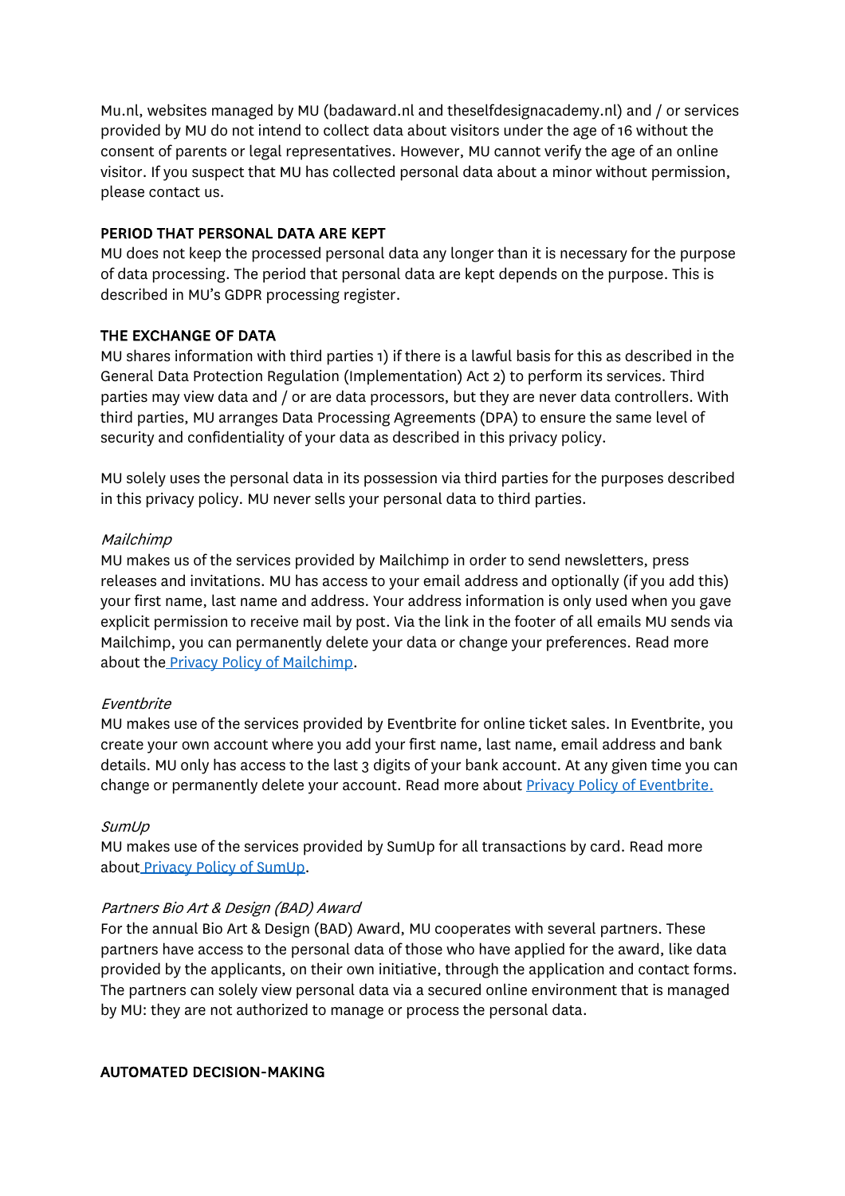Mu.nl, websites managed by MU (badaward.nl and theselfdesignacademy.nl) and / or services provided by MU do not intend to collect data about visitors under the age of 16 without the consent of parents or legal representatives. However, MU cannot verify the age of an online visitor. If you suspect that MU has collected personal data about a minor without permission, please contact us.

## PERIOD THAT PERSONAL DATA ARE KEPT

MU does not keep the processed personal data any longer than it is necessary for the purpose of data processing. The period that personal data are kept depends on the purpose. This is described in MU's GDPR processing register.

## THE EXCHANGE OF DATA

MU shares information with third parties 1) if there is a lawful basis for this as described in the General Data Protection Regulation (Implementation) Act 2) to perform its services. Third parties may view data and / or are data processors, but they are never data controllers. With third parties, MU arranges Data Processing Agreements (DPA) to ensure the same level of security and confidentiality of your data as described in this privacy policy.

MU solely uses the personal data in its possession via third parties for the purposes described in this privacy policy. MU never sells your personal data to third parties.

*Mailchimp*

MU makes us of the services provided by Mailchimp in order to send newsletters, press releases and invitations. MU has access to your email address and optionally (if you add this) your first name, last name and address. Your address information is only used when you gave explicit permission to receive mail by post. Via the link in the footer of all emails MU sends via Mailchimp, you can permanently delete your data or change your preferences. Read more about the Privacy Policy of Mailchimp.

*Eventbrite*

MU makes use of the services provided by Eventbrite for online ticket sales. In Eventbrite, you create your own account where you add your first name, last name, email address and bank details. MU only has access to the last 3 digits of your bank account. At any given time you can change or permanently delete your account. Read more about Privacy Policy of Eventbrite.

*SumUp*

MU makes use of the services provided by SumUp for all transactions by card. Read more about Privacy Policy of SumUp.

*Partners Bio Art & Design (BAD) Award*

For the annual Bio Art & Design (BAD) Award, MU cooperates with several partners. These partners have access to the personal data of those who have applied for the award, like data provided by the applicants, on their own initiative, through the application and contact forms. The partners can solely view personal data via a secured online environment that is managed by MU: they are not authorized to manage or process the personal data.

## AUTOMATED DECISION-MAKING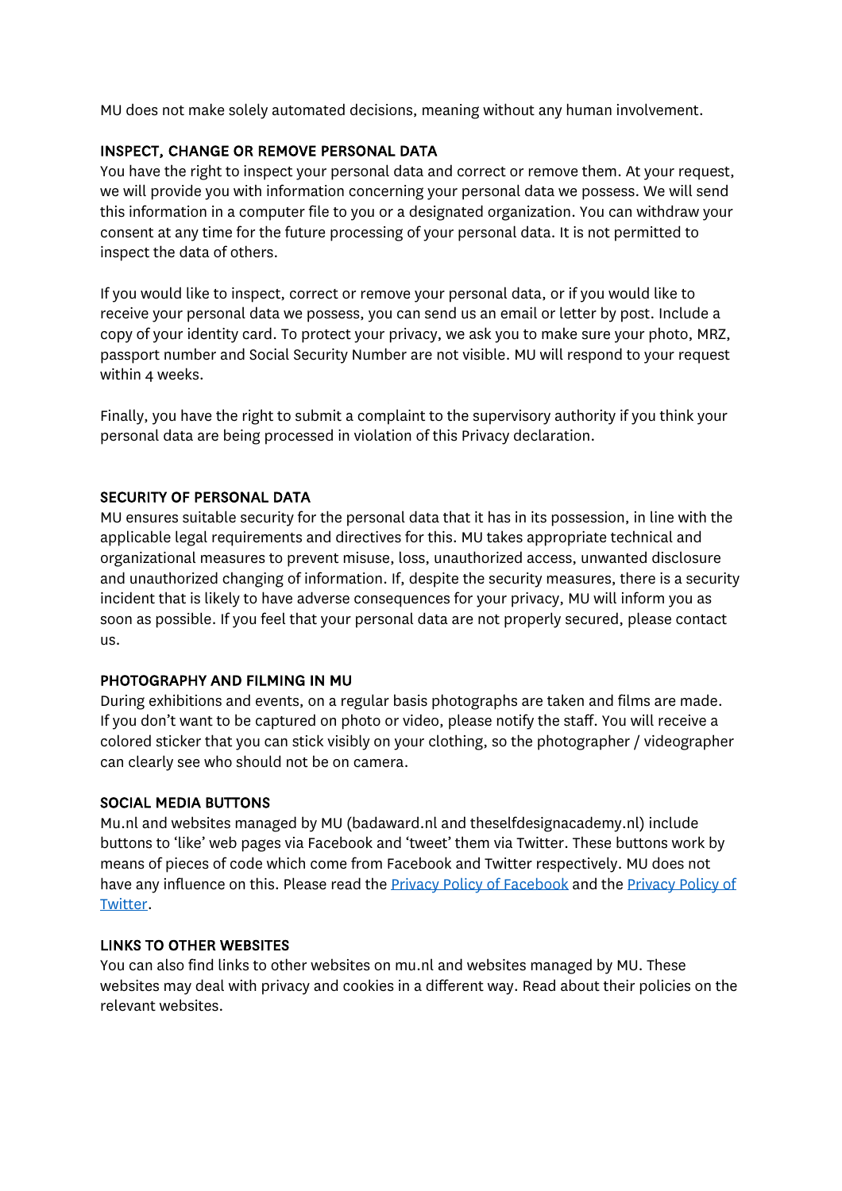MU does not make solely automated decisions, meaning without any human involvement.

## INSPECT, CHANGE OR REMOVE PERSONAL DATA

You have the right to inspect your personal data and correct or remove them. At your request, we will provide you with information concerning your personal data we possess. We will send this information in a computer file to you or a designated organization. You can withdraw your consent at any time for the future processing of your personal data. It is not permitted to inspect the data of others.

If you would like to inspect, correct or remove your personal data, or if you would like to receive your personal data we possess, you can send us an email or letter by post. Include a copy of your identity card. To protect your privacy, we ask you to make sure your photo, MRZ, passport number and Social Security Number are not visible. MU will respond to your request within 4 weeks.

Finally, you have the right to submit a complaint to the supervisory authority if you think your personal data are being processed in violation of this Privacy declaration.

## SECURITY OF PERSONAL DATA

MU ensures suitable security for the personal data that it has in its possession, in line with the applicable legal requirements and directives for this. MU takes appropriate technical and organizational measures to prevent misuse, loss, unauthorized access, unwanted disclosure and unauthorized changing of information. If, despite the security measures, there is a security incident that is likely to have adverse consequences for your privacy, MU will inform you as soon as possible. If you feel that your personal data are not properly secured, please contact us.

## PHOTOGRAPHY AND FILMING IN MU

During exhibitions and events, on a regular basis photographs are taken and films are made. If you don't want to be captured on photo or video, please notify the staff. You will receive a colored sticker that you can stick visibly on your clothing, so the photographer / videographer can clearly see who should not be on camera.

## SOCIAL MEDIA BUTTONS

Mu.nl and websites managed by MU (badaward.nl and theselfdesignacademy.nl) include buttons to 'like' web pages via Facebook and 'tweet' them via Twitter. These buttons work by means of pieces of code which come from Facebook and Twitter respectively. MU does not have any influence on this. Please read the Privacy Policy of Facebook and the Privacy Policy of Twitter.

## LINKS TO OTHER WEBSITES

You can also find links to other websites on mu.nl and websites managed by MU. These websites may deal with privacy and cookies in a different way. Read about their policies on the relevant websites.